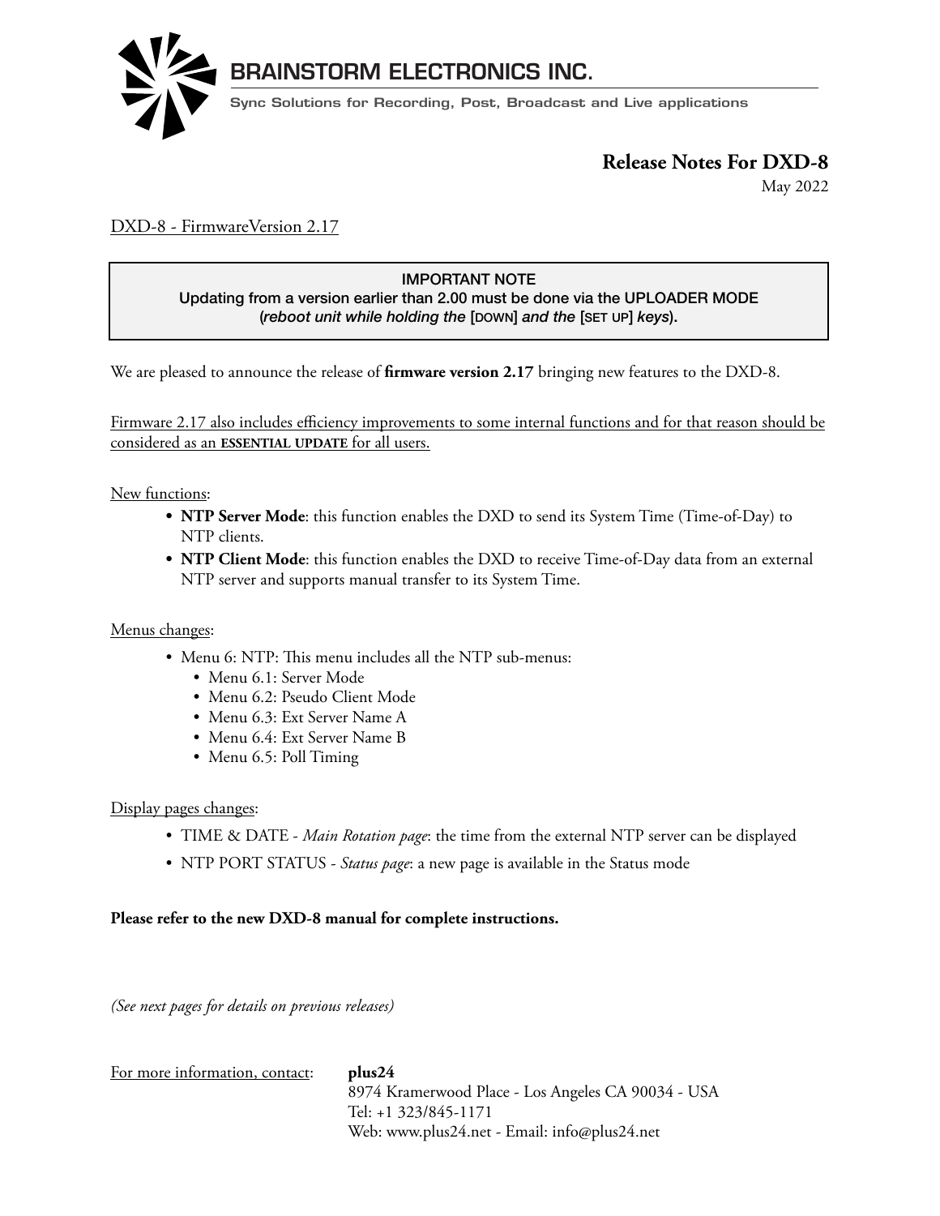# BRAINSTORM ELECTRONICS INC.

Sync Solutions for Recording, Post, Broadcast and Live applications

## Release Notes For DXD-8

May 2022

DXD-8 - FirmwareVersion 2.17

> **IMPORTANT NOTE**
> Updating from a version earlier than 2.00 must be done via the UPLOADER MODE
> (*reboot unit while holding the* [DOWN] *and the* [SET UP] *keys*).

We are pleased to announce the release of **firmware version 2.17** bringing new features to the DXD-8.

Firmware 2.17 also includes efficiency improvements to some internal functions and for that reason should be considered as an **ESSENTIAL UPDATE** for all users.

New functions:

- **NTP Server Mode**: this function enables the DXD to send its System Time (Time-of-Day) to NTP clients.
- **NTP Client Mode**: this function enables the DXD to receive Time-of-Day data from an external NTP server and supports manual transfer to its System Time.

Menus changes:

- Menu 6: NTP: This menu includes all the NTP sub-menus:
  - Menu 6.1: Server Mode
  - Menu 6.2: Pseudo Client Mode
  - Menu 6.3: Ext Server Name A
  - Menu 6.4: Ext Server Name B
  - Menu 6.5: Poll Timing

Display pages changes:

- TIME & DATE - *Main Rotation page*: the time from the external NTP server can be displayed
- NTP PORT STATUS - *Status page*: a new page is available in the Status mode

**Please refer to the new DXD-8 manual for complete instructions.**

*(See next pages for details on previous releases)*

For more information, contact: **plus24**
8974 Kramerwood Place - Los Angeles CA 90034 - USA
Tel: +1 323/845-1171
Web: www.plus24.net - Email: info@plus24.net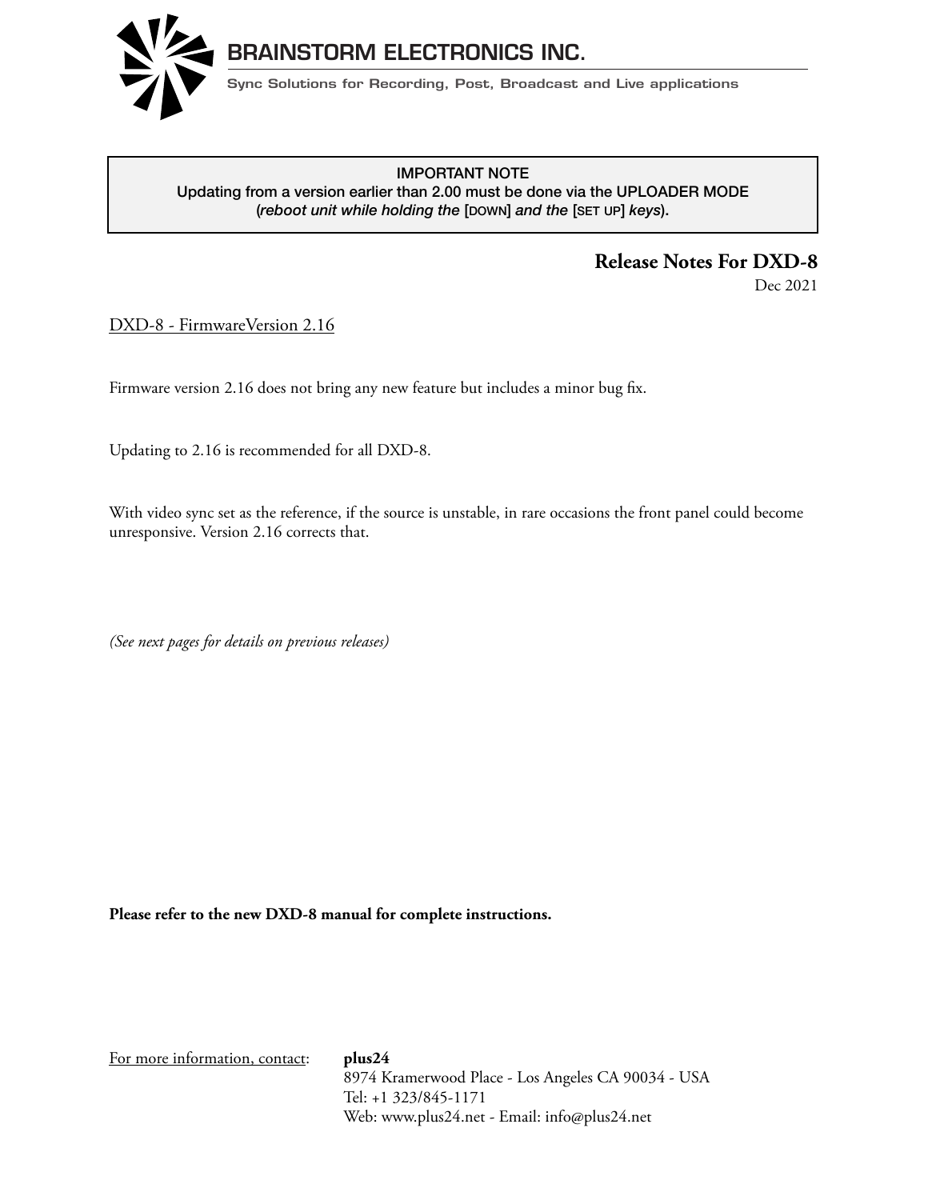**BRAINSTORM ELECTRONICS INC.**

Sync Solutions for Recording, Post, Broadcast and Live applications

> IMPORTANT NOTE
> Updating from a version earlier than 2.00 must be done via the UPLOADER MODE
> (*reboot unit while holding the* [DOWN] *and the* [SET UP] *keys*).

# Release Notes For DXD-8

Dec 2021

DXD-8 - FirmwareVersion 2.16

Firmware version 2.16 does not bring any new feature but includes a minor bug fix.

Updating to 2.16 is recommended for all DXD-8.

With video sync set as the reference, if the source is unstable, in rare occasions the front panel could become unresponsive. Version 2.16 corrects that.

*(See next pages for details on previous releases)*

**Please refer to the new DXD-8 manual for complete instructions.**

For more information, contact: **plus24**
8974 Kramerwood Place - Los Angeles CA 90034 - USA
Tel: +1 323/845-1171
Web: www.plus24.net - Email: info@plus24.net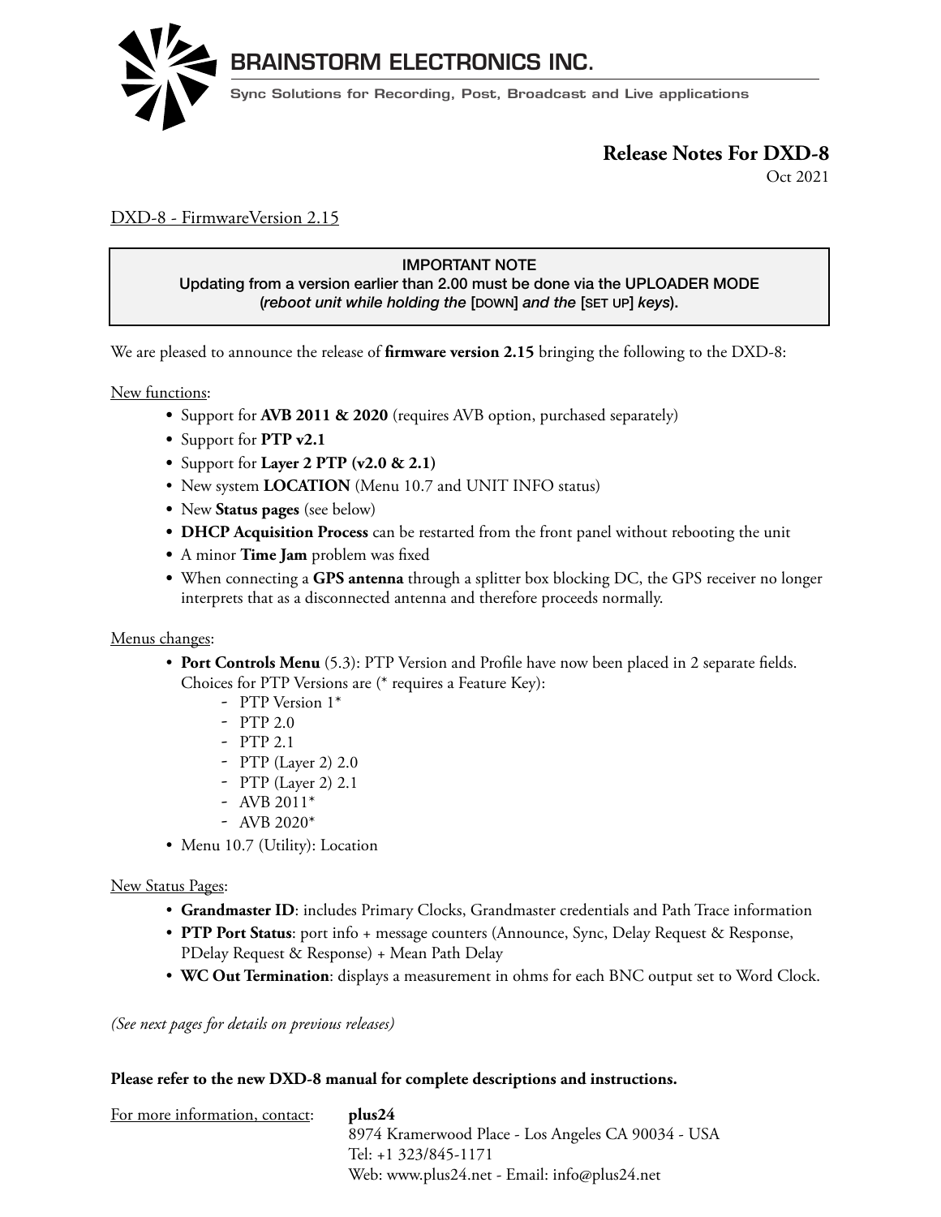# BRAINSTORM ELECTRONICS INC.

Sync Solutions for Recording, Post, Broadcast and Live applications

## Release Notes For DXD-8

Oct 2021

DXD-8 - FirmwareVersion 2.15

> **IMPORTANT NOTE**
> **Updating from a version earlier than 2.00 must be done via the UPLOADER MODE (*reboot unit while holding the* [DOWN] *and the* [SET UP] *keys*).**

We are pleased to announce the release of **firmware version 2.15** bringing the following to the DXD-8:

New functions:

- Support for **AVB 2011 & 2020** (requires AVB option, purchased separately)
- Support for **PTP v2.1**
- Support for **Layer 2 PTP (v2.0 & 2.1)**
- New system **LOCATION** (Menu 10.7 and UNIT INFO status)
- New **Status pages** (see below)
- **DHCP Acquisition Process** can be restarted from the front panel without rebooting the unit
- A minor **Time Jam** problem was fixed
- When connecting a **GPS antenna** through a splitter box blocking DC, the GPS receiver no longer interprets that as a disconnected antenna and therefore proceeds normally.

Menus changes:

- **Port Controls Menu** (5.3): PTP Version and Profile have now been placed in 2 separate fields. Choices for PTP Versions are (* requires a Feature Key):
  - PTP Version 1*
  - PTP 2.0
  - PTP 2.1
  - PTP (Layer 2) 2.0
  - PTP (Layer 2) 2.1
  - AVB 2011*
  - AVB 2020*
- Menu 10.7 (Utility): Location

New Status Pages:

- **Grandmaster ID**: includes Primary Clocks, Grandmaster credentials and Path Trace information
- **PTP Port Status**: port info + message counters (Announce, Sync, Delay Request & Response, PDelay Request & Response) + Mean Path Delay
- **WC Out Termination**: displays a measurement in ohms for each BNC output set to Word Clock.

*(See next pages for details on previous releases)*

**Please refer to the new DXD-8 manual for complete descriptions and instructions.**

For more information, contact: **plus24**
8974 Kramerwood Place - Los Angeles CA 90034 - USA
Tel: +1 323/845-1171
Web: www.plus24.net - Email: info@plus24.net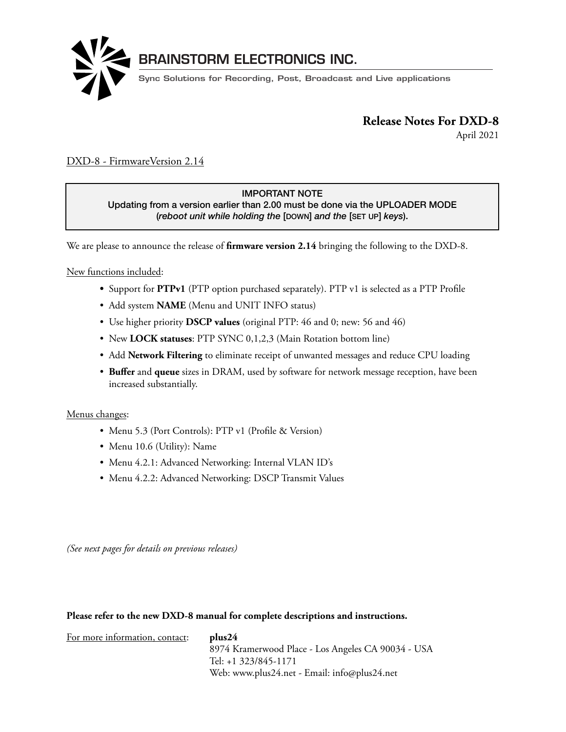# BRAINSTORM ELECTRONICS INC.

Sync Solutions for Recording, Post, Broadcast and Live applications

## Release Notes For DXD-8

April 2021

DXD-8 - FirmwareVersion 2.14

> **IMPORTANT NOTE**
> Updating from a version earlier than 2.00 must be done via the UPLOADER MODE
> (*reboot unit while holding the* [DOWN] *and the* [SET UP] *keys*).

We are please to announce the release of **firmware version 2.14** bringing the following to the DXD-8.

New functions included:

- Support for **PTPv1** (PTP option purchased separately). PTP v1 is selected as a PTP Profile
- Add system **NAME** (Menu and UNIT INFO status)
- Use higher priority **DSCP values** (original PTP: 46 and 0; new: 56 and 46)
- New **LOCK statuses**: PTP SYNC 0,1,2,3 (Main Rotation bottom line)
- Add **Network Filtering** to eliminate receipt of unwanted messages and reduce CPU loading
- **Buffer** and **queue** sizes in DRAM, used by software for network message reception, have been increased substantially.

Menus changes:

- Menu 5.3 (Port Controls): PTP v1 (Profile & Version)
- Menu 10.6 (Utility): Name
- Menu 4.2.1: Advanced Networking: Internal VLAN ID's
- Menu 4.2.2: Advanced Networking: DSCP Transmit Values

*(See next pages for details on previous releases)*

**Please refer to the new DXD-8 manual for complete descriptions and instructions.**

For more information, contact: **plus24**
8974 Kramerwood Place - Los Angeles CA 90034 - USA
Tel: +1 323/845-1171
Web: www.plus24.net - Email: info@plus24.net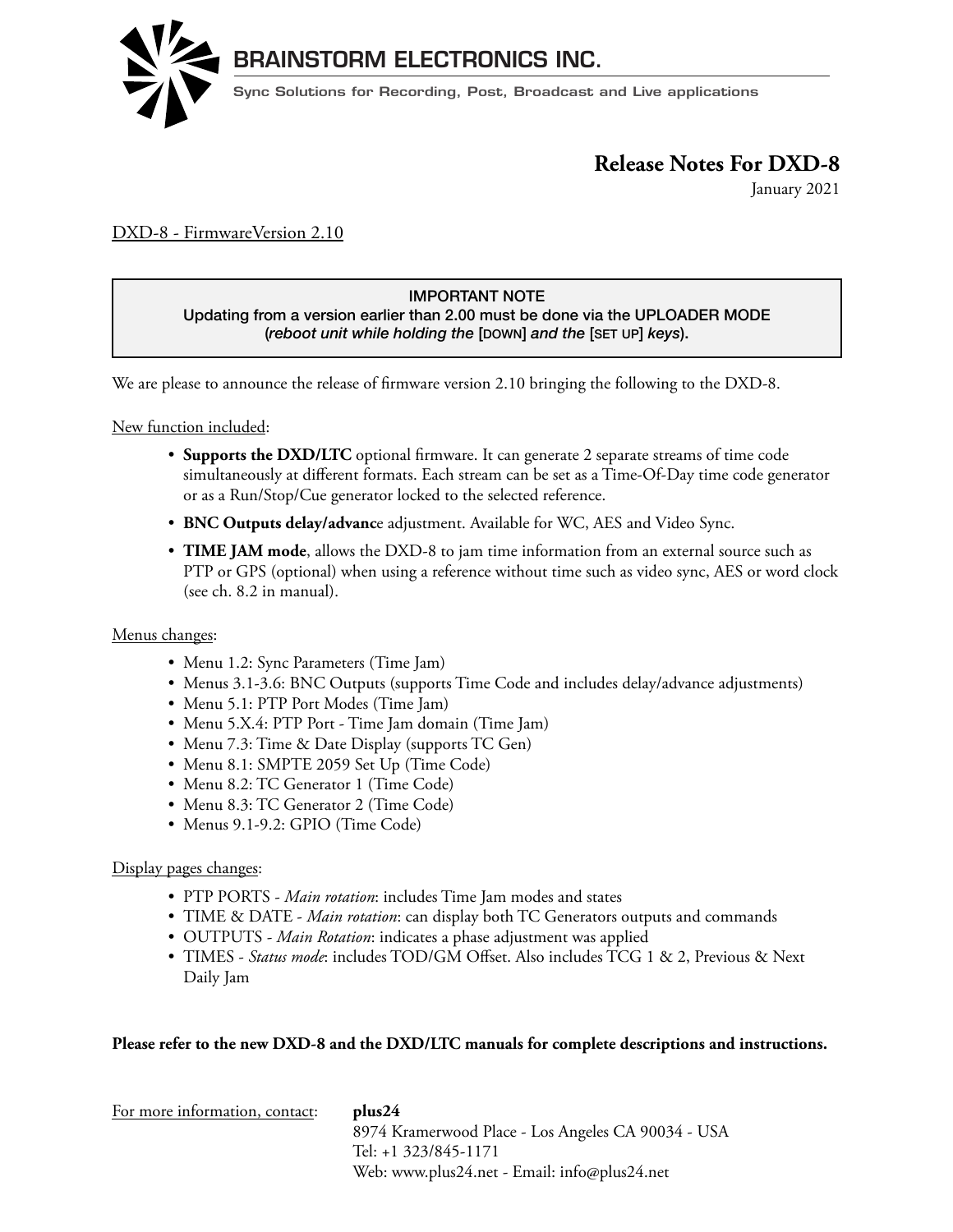# BRAINSTORM ELECTRONICS INC.

Sync Solutions for Recording, Post, Broadcast and Live applications

## Release Notes For DXD-8

January 2021

DXD-8 - FirmwareVersion 2.10

> **IMPORTANT NOTE**
> Updating from a version earlier than 2.00 must be done via the UPLOADER MODE (*reboot unit while holding the* [DOWN] *and the* [SET UP] *keys*).

We are please to announce the release of firmware version 2.10 bringing the following to the DXD-8.

New function included:

- **Supports the DXD/LTC** optional firmware. It can generate 2 separate streams of time code simultaneously at different formats. Each stream can be set as a Time-Of-Day time code generator or as a Run/Stop/Cue generator locked to the selected reference.
- **BNC Outputs delay/advanc**e adjustment. Available for WC, AES and Video Sync.
- **TIME JAM mode**, allows the DXD-8 to jam time information from an external source such as PTP or GPS (optional) when using a reference without time such as video sync, AES or word clock (see ch. 8.2 in manual).

Menus changes:

- Menu 1.2: Sync Parameters (Time Jam)
- Menus 3.1-3.6: BNC Outputs (supports Time Code and includes delay/advance adjustments)
- Menu 5.1: PTP Port Modes (Time Jam)
- Menu 5.X.4: PTP Port - Time Jam domain (Time Jam)
- Menu 7.3: Time & Date Display (supports TC Gen)
- Menu 8.1: SMPTE 2059 Set Up (Time Code)
- Menu 8.2: TC Generator 1 (Time Code)
- Menu 8.3: TC Generator 2 (Time Code)
- Menus 9.1-9.2: GPIO (Time Code)

Display pages changes:

- PTP PORTS - *Main rotation*: includes Time Jam modes and states
- TIME & DATE - *Main rotation*: can display both TC Generators outputs and commands
- OUTPUTS - *Main Rotation*: indicates a phase adjustment was applied
- TIMES - *Status mode*: includes TOD/GM Offset. Also includes TCG 1 & 2, Previous & Next Daily Jam

**Please refer to the new DXD-8 and the DXD/LTC manuals for complete descriptions and instructions.**

For more information, contact: **plus24**
8974 Kramerwood Place - Los Angeles CA 90034 - USA
Tel: +1 323/845-1171
Web: www.plus24.net - Email: info@plus24.net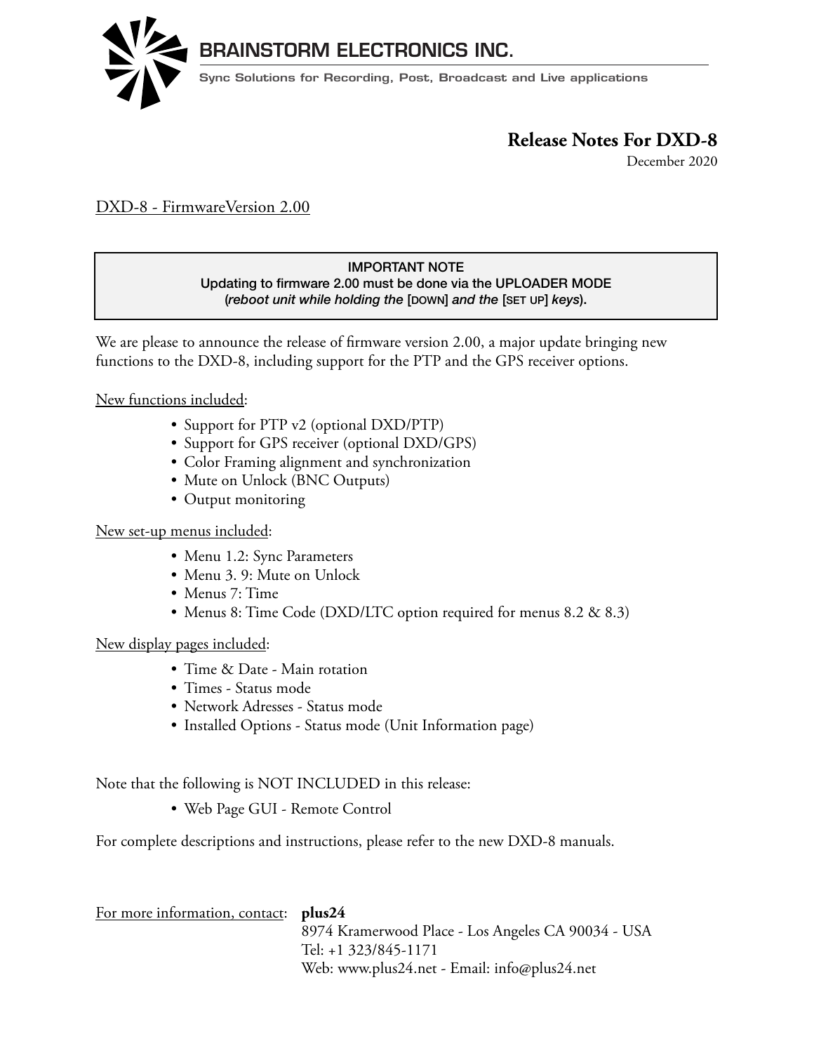BRAINSTORM ELECTRONICS INC.

Sync Solutions for Recording, Post, Broadcast and Live applications

# Release Notes For DXD-8

December 2020

DXD-8 - FirmwareVersion 2.00

> **IMPORTANT NOTE**
> **Updating to firmware 2.00 must be done via the UPLOADER MODE**
> **(*reboot unit while holding the* [DOWN] *and the* [SET UP] *keys*).**

We are please to announce the release of firmware version 2.00, a major update bringing new functions to the DXD-8, including support for the PTP and the GPS receiver options.

New functions included:

- Support for PTP v2 (optional DXD/PTP)
- Support for GPS receiver (optional DXD/GPS)
- Color Framing alignment and synchronization
- Mute on Unlock (BNC Outputs)
- Output monitoring

New set-up menus included:

- Menu 1.2: Sync Parameters
- Menu 3. 9: Mute on Unlock
- Menus 7: Time
- Menus 8: Time Code (DXD/LTC option required for menus 8.2 & 8.3)

New display pages included:

- Time & Date - Main rotation
- Times - Status mode
- Network Adresses - Status mode
- Installed Options - Status mode (Unit Information page)

Note that the following is NOT INCLUDED in this release:

- Web Page GUI - Remote Control

For complete descriptions and instructions, please refer to the new DXD-8 manuals.

For more information, contact: **plus24**
8974 Kramerwood Place - Los Angeles CA 90034 - USA
Tel: +1 323/845-1171
Web: www.plus24.net - Email: info@plus24.net